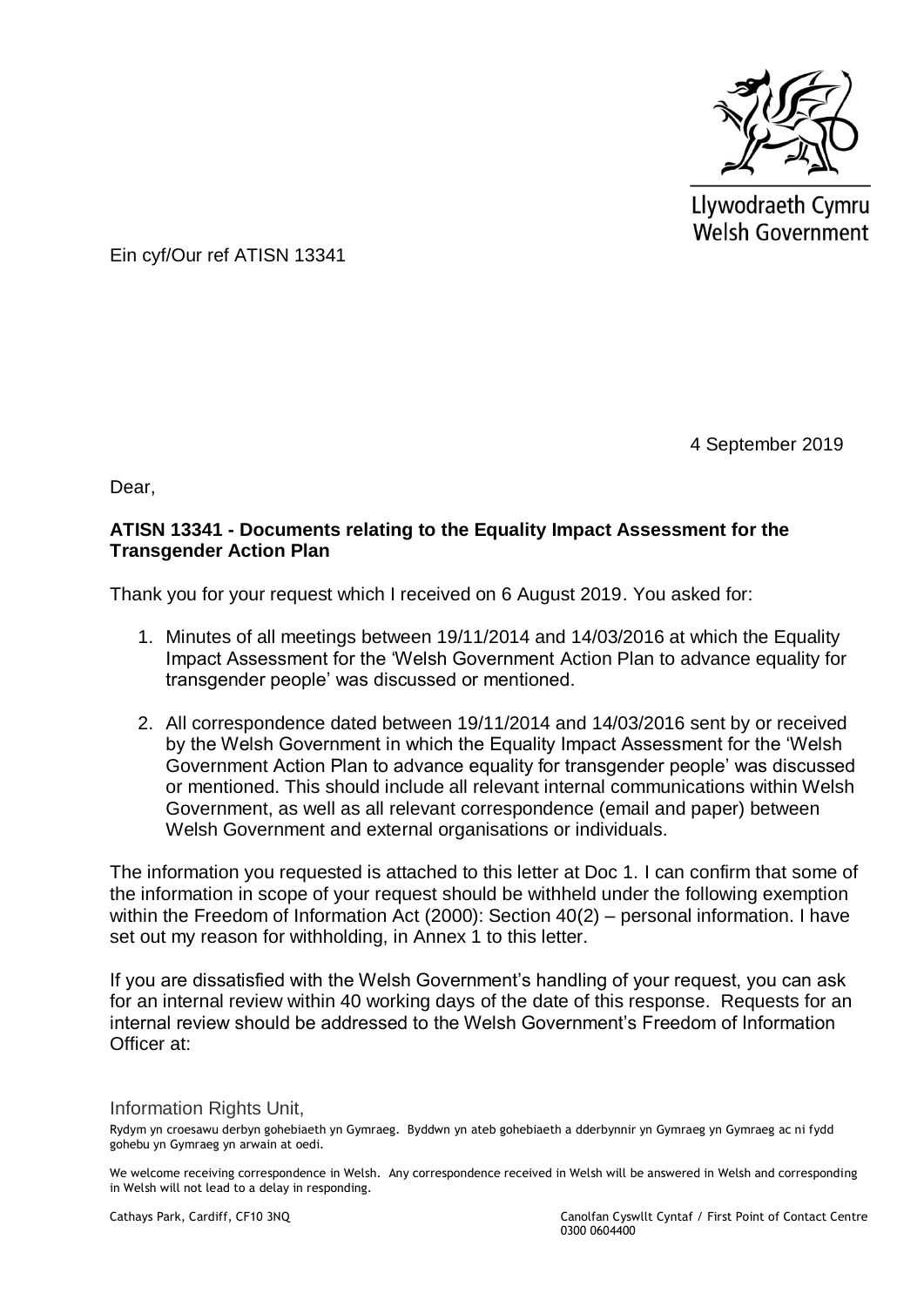Llywodraeth Cymru
Welsh Government

Ein cyf/Our ref ATISN 13341

4 September 2019

Dear,

**ATISN 13341 - Documents relating to the Equality Impact Assessment for the Transgender Action Plan**

Thank you for your request which I received on 6 August 2019. You asked for:

1. Minutes of all meetings between 19/11/2014 and 14/03/2016 at which the Equality Impact Assessment for the 'Welsh Government Action Plan to advance equality for transgender people' was discussed or mentioned.
2. All correspondence dated between 19/11/2014 and 14/03/2016 sent by or received by the Welsh Government in which the Equality Impact Assessment for the 'Welsh Government Action Plan to advance equality for transgender people' was discussed or mentioned. This should include all relevant internal communications within Welsh Government, as well as all relevant correspondence (email and paper) between Welsh Government and external organisations or individuals.

The information you requested is attached to this letter at Doc 1. I can confirm that some of the information in scope of your request should be withheld under the following exemption within the Freedom of Information Act (2000): Section 40(2) – personal information. I have set out my reason for withholding, in Annex 1 to this letter.

If you are dissatisfied with the Welsh Government's handling of your request, you can ask for an internal review within 40 working days of the date of this response. Requests for an internal review should be addressed to the Welsh Government's Freedom of Information Officer at:

Information Rights Unit,

Rydym yn croesawu derbyn gohebiaeth yn Gymraeg. Byddwn yn ateb gohebiaeth a dderbynnir yn Gymraeg yn Gymraeg ac ni fydd gohebu yn Gymraeg yn arwain at oedi.

We welcome receiving correspondence in Welsh. Any correspondence received in Welsh will be answered in Welsh and corresponding in Welsh will not lead to a delay in responding.

Cathays Park, Cardiff, CF10 3NQ

Canolfan Cyswllt Cyntaf / First Point of Contact Centre
0300 0604400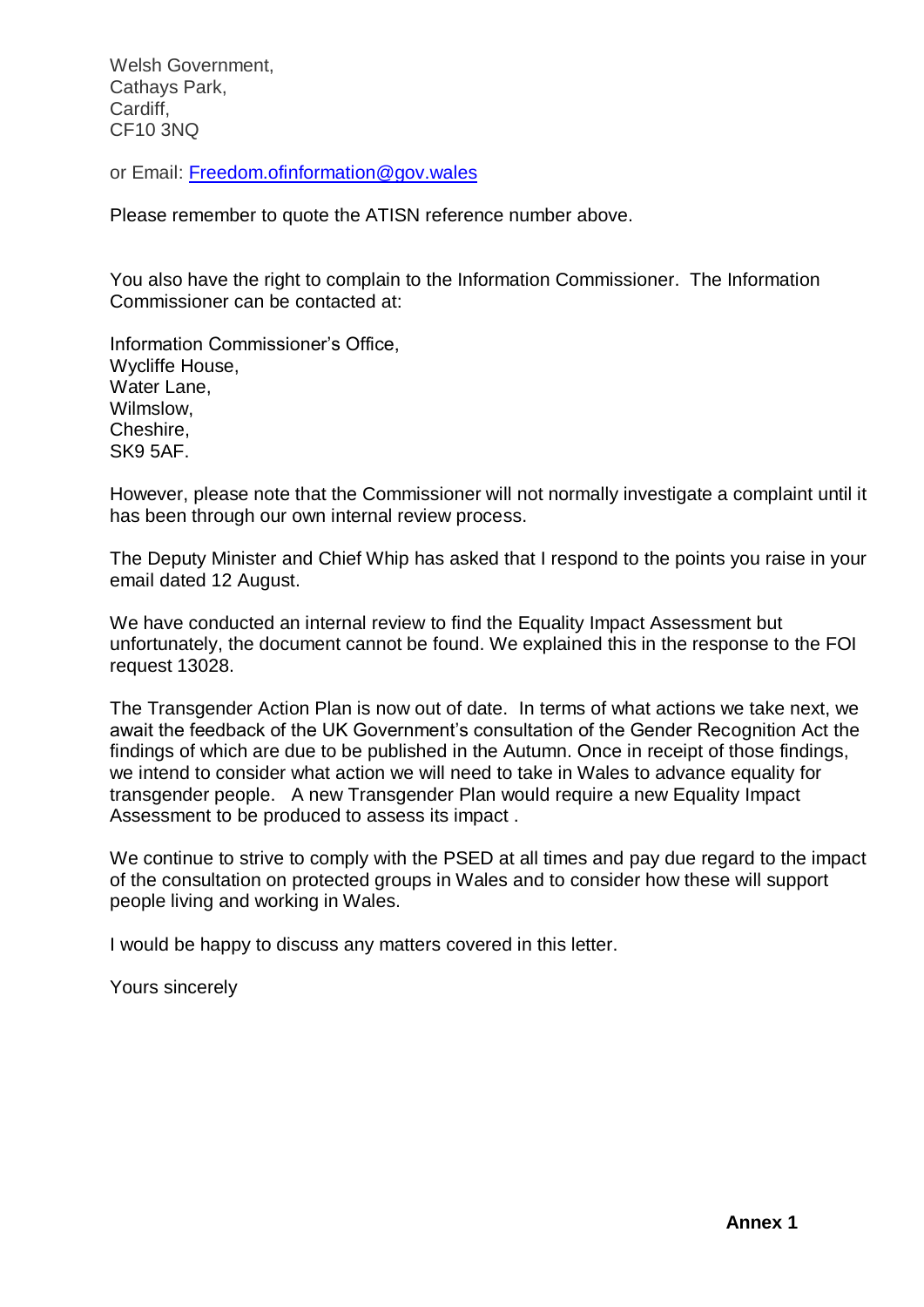Welsh Government,
Cathays Park,
Cardiff,
CF10 3NQ

or Email: [Freedom.ofinformation@gov.wales](mailto:Freedom.ofinformation@gov.wales)

Please remember to quote the ATISN reference number above.

You also have the right to complain to the Information Commissioner. The Information Commissioner can be contacted at:

Information Commissioner's Office,
Wycliffe House,
Water Lane,
Wilmslow,
Cheshire,
SK9 5AF.

However, please note that the Commissioner will not normally investigate a complaint until it has been through our own internal review process.

The Deputy Minister and Chief Whip has asked that I respond to the points you raise in your email dated 12 August.

We have conducted an internal review to find the Equality Impact Assessment but unfortunately, the document cannot be found. We explained this in the response to the FOI request 13028.

The Transgender Action Plan is now out of date. In terms of what actions we take next, we await the feedback of the UK Government's consultation of the Gender Recognition Act the findings of which are due to be published in the Autumn. Once in receipt of those findings, we intend to consider what action we will need to take in Wales to advance equality for transgender people. A new Transgender Plan would require a new Equality Impact Assessment to be produced to assess its impact .

We continue to strive to comply with the PSED at all times and pay due regard to the impact of the consultation on protected groups in Wales and to consider how these will support people living and working in Wales.

I would be happy to discuss any matters covered in this letter.

Yours sincerely

**Annex 1**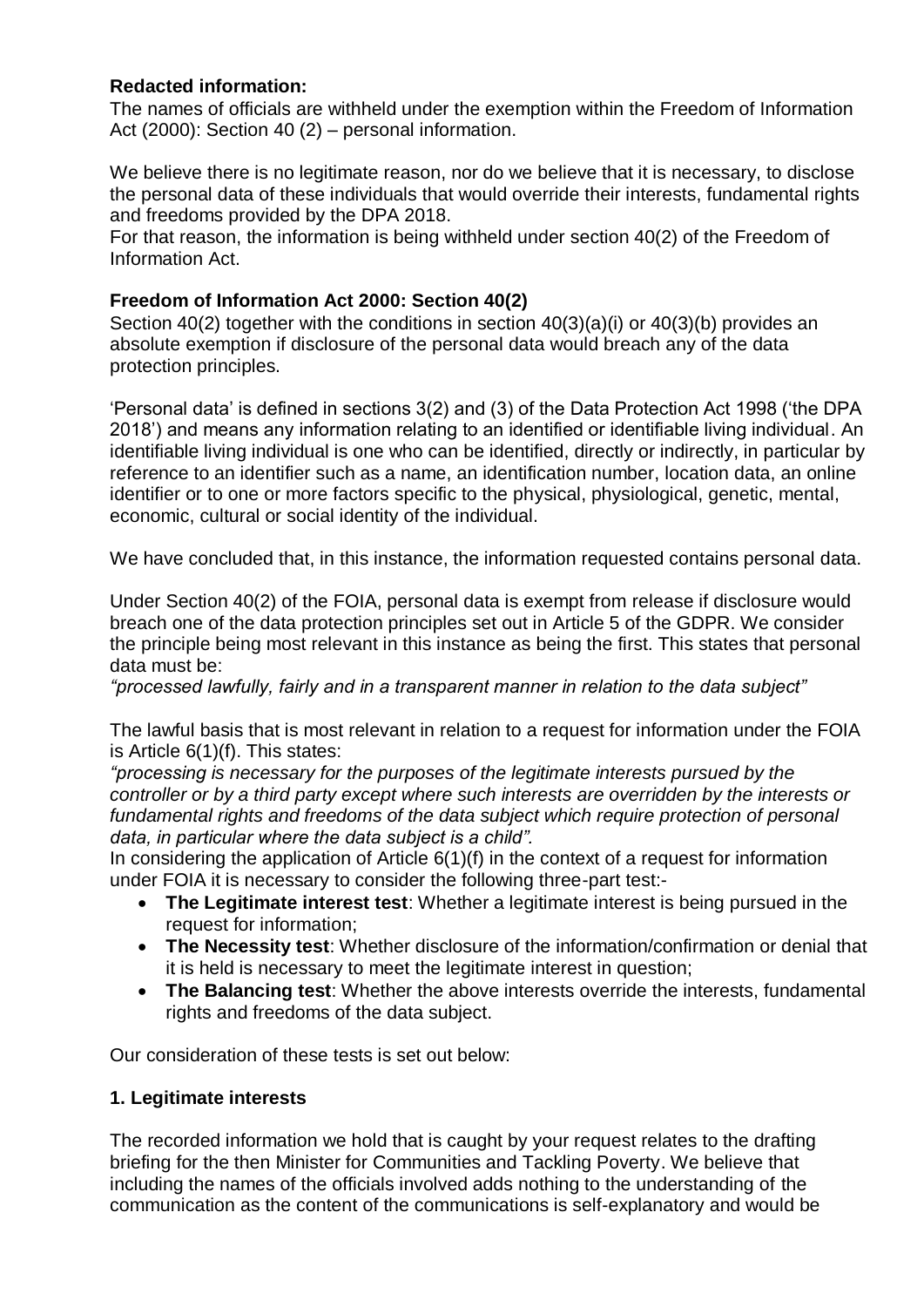**Redacted information:**
The names of officials are withheld under the exemption within the Freedom of Information Act (2000): Section 40 (2) – personal information.

We believe there is no legitimate reason, nor do we believe that it is necessary, to disclose the personal data of these individuals that would override their interests, fundamental rights and freedoms provided by the DPA 2018.
For that reason, the information is being withheld under section 40(2) of the Freedom of Information Act.

**Freedom of Information Act 2000: Section 40(2)**
Section 40(2) together with the conditions in section 40(3)(a)(i) or 40(3)(b) provides an absolute exemption if disclosure of the personal data would breach any of the data protection principles.

'Personal data' is defined in sections 3(2) and (3) of the Data Protection Act 1998 ('the DPA 2018') and means any information relating to an identified or identifiable living individual. An identifiable living individual is one who can be identified, directly or indirectly, in particular by reference to an identifier such as a name, an identification number, location data, an online identifier or to one or more factors specific to the physical, physiological, genetic, mental, economic, cultural or social identity of the individual.

We have concluded that, in this instance, the information requested contains personal data.

Under Section 40(2) of the FOIA, personal data is exempt from release if disclosure would breach one of the data protection principles set out in Article 5 of the GDPR. We consider the principle being most relevant in this instance as being the first. This states that personal data must be:
*"processed lawfully, fairly and in a transparent manner in relation to the data subject"*

The lawful basis that is most relevant in relation to a request for information under the FOIA is Article 6(1)(f). This states:
*"processing is necessary for the purposes of the legitimate interests pursued by the controller or by a third party except where such interests are overridden by the interests or fundamental rights and freedoms of the data subject which require protection of personal data, in particular where the data subject is a child".*
In considering the application of Article 6(1)(f) in the context of a request for information under FOIA it is necessary to consider the following three-part test:-

- **The Legitimate interest test**: Whether a legitimate interest is being pursued in the request for information;
- **The Necessity test**: Whether disclosure of the information/confirmation or denial that it is held is necessary to meet the legitimate interest in question;
- **The Balancing test**: Whether the above interests override the interests, fundamental rights and freedoms of the data subject.

Our consideration of these tests is set out below:

**1. Legitimate interests**

The recorded information we hold that is caught by your request relates to the drafting briefing for the then Minister for Communities and Tackling Poverty. We believe that including the names of the officials involved adds nothing to the understanding of the communication as the content of the communications is self-explanatory and would be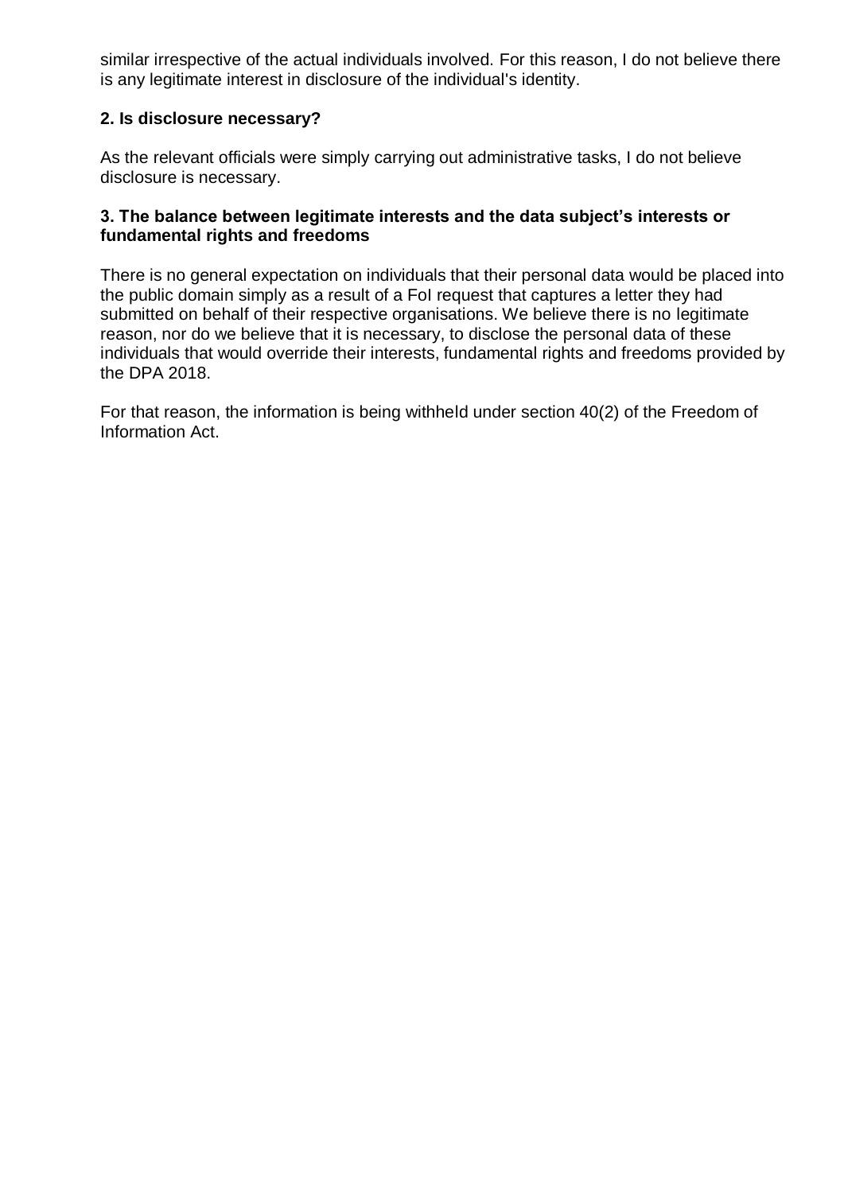similar irrespective of the actual individuals involved. For this reason, I do not believe there is any legitimate interest in disclosure of the individual's identity.

**2. Is disclosure necessary?**

As the relevant officials were simply carrying out administrative tasks, I do not believe disclosure is necessary.

**3. The balance between legitimate interests and the data subject's interests or fundamental rights and freedoms**

There is no general expectation on individuals that their personal data would be placed into the public domain simply as a result of a FoI request that captures a letter they had submitted on behalf of their respective organisations. We believe there is no legitimate reason, nor do we believe that it is necessary, to disclose the personal data of these individuals that would override their interests, fundamental rights and freedoms provided by the DPA 2018.

For that reason, the information is being withheld under section 40(2) of the Freedom of Information Act.